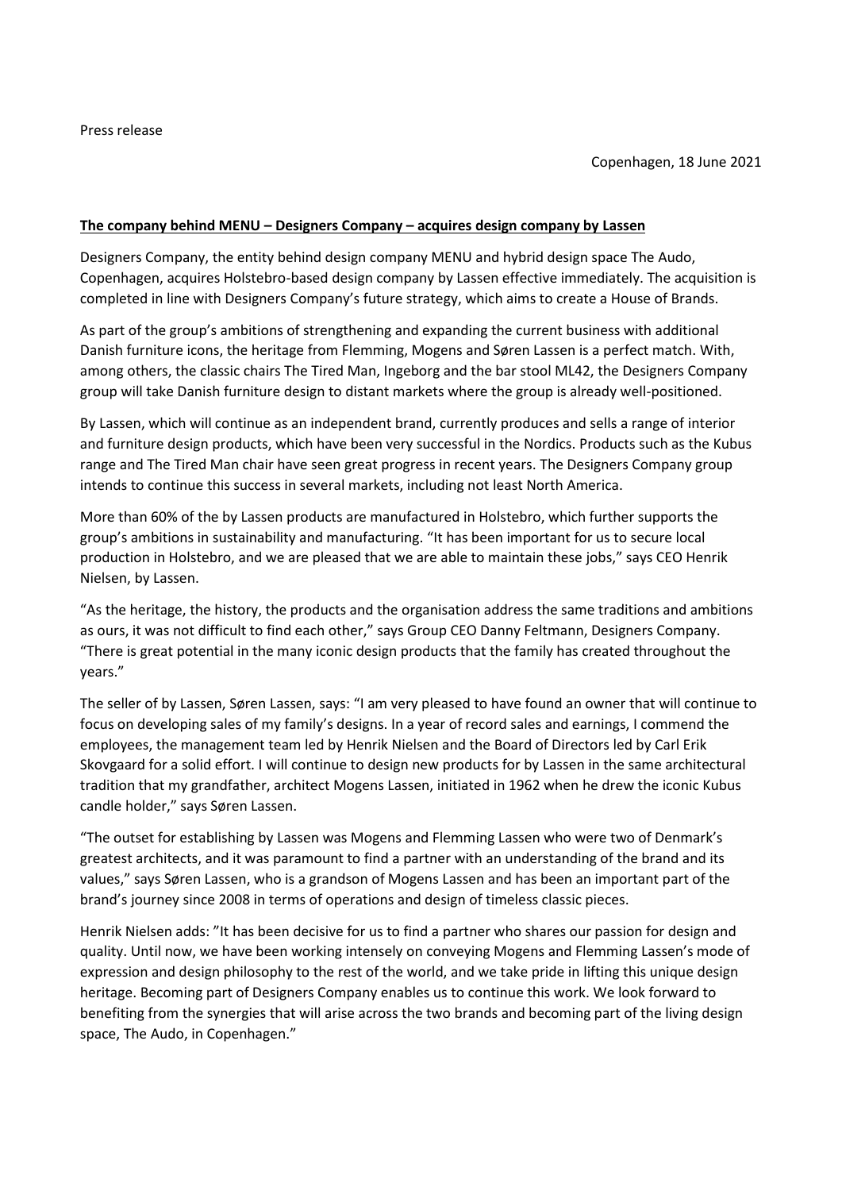Press release

Copenhagen, 18 June 2021

**The company behind MENU – Designers Company – acquires design company by Lassen**

Designers Company, the entity behind design company MENU and hybrid design space The Audo, Copenhagen, acquires Holstebro-based design company by Lassen effective immediately. The acquisition is completed in line with Designers Company's future strategy, which aims to create a House of Brands.

As part of the group's ambitions of strengthening and expanding the current business with additional Danish furniture icons, the heritage from Flemming, Mogens and Søren Lassen is a perfect match. With, among others, the classic chairs The Tired Man, Ingeborg and the bar stool ML42, the Designers Company group will take Danish furniture design to distant markets where the group is already well-positioned.

By Lassen, which will continue as an independent brand, currently produces and sells a range of interior and furniture design products, which have been very successful in the Nordics. Products such as the Kubus range and The Tired Man chair have seen great progress in recent years. The Designers Company group intends to continue this success in several markets, including not least North America.

More than 60% of the by Lassen products are manufactured in Holstebro, which further supports the group's ambitions in sustainability and manufacturing. "It has been important for us to secure local production in Holstebro, and we are pleased that we are able to maintain these jobs," says CEO Henrik Nielsen, by Lassen.

"As the heritage, the history, the products and the organisation address the same traditions and ambitions as ours, it was not difficult to find each other," says Group CEO Danny Feltmann, Designers Company. "There is great potential in the many iconic design products that the family has created throughout the years."

The seller of by Lassen, Søren Lassen, says: "I am very pleased to have found an owner that will continue to focus on developing sales of my family's designs. In a year of record sales and earnings, I commend the employees, the management team led by Henrik Nielsen and the Board of Directors led by Carl Erik Skovgaard for a solid effort. I will continue to design new products for by Lassen in the same architectural tradition that my grandfather, architect Mogens Lassen, initiated in 1962 when he drew the iconic Kubus candle holder," says Søren Lassen.

"The outset for establishing by Lassen was Mogens and Flemming Lassen who were two of Denmark's greatest architects, and it was paramount to find a partner with an understanding of the brand and its values," says Søren Lassen, who is a grandson of Mogens Lassen and has been an important part of the brand's journey since 2008 in terms of operations and design of timeless classic pieces.

Henrik Nielsen adds: "It has been decisive for us to find a partner who shares our passion for design and quality. Until now, we have been working intensely on conveying Mogens and Flemming Lassen's mode of expression and design philosophy to the rest of the world, and we take pride in lifting this unique design heritage. Becoming part of Designers Company enables us to continue this work. We look forward to benefiting from the synergies that will arise across the two brands and becoming part of the living design space, The Audo, in Copenhagen."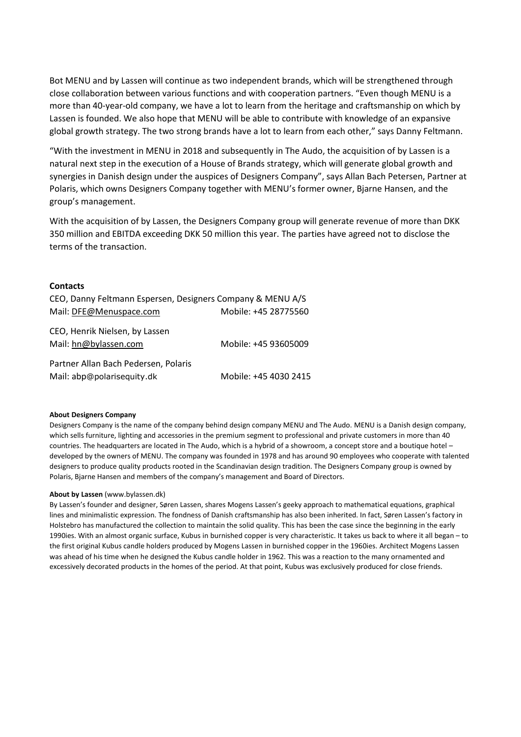Bot MENU and by Lassen will continue as two independent brands, which will be strengthened through close collaboration between various functions and with cooperation partners. "Even though MENU is a more than 40-year-old company, we have a lot to learn from the heritage and craftsmanship on which by Lassen is founded. We also hope that MENU will be able to contribute with knowledge of an expansive global growth strategy. The two strong brands have a lot to learn from each other," says Danny Feltmann.

"With the investment in MENU in 2018 and subsequently in The Audo, the acquisition of by Lassen is a natural next step in the execution of a House of Brands strategy, which will generate global growth and synergies in Danish design under the auspices of Designers Company", says Allan Bach Petersen, Partner at Polaris, which owns Designers Company together with MENU's former owner, Bjarne Hansen, and the group's management.

With the acquisition of by Lassen, the Designers Company group will generate revenue of more than DKK 350 million and EBITDA exceeding DKK 50 million this year. The parties have agreed not to disclose the terms of the transaction.

**Contacts**

CEO, Danny Feltmann Espersen, Designers Company & MENU A/S
Mail: DFE@Menuspace.com Mobile: +45 28775560

CEO, Henrik Nielsen, by Lassen
Mail: hn@bylassen.com Mobile: +45 93605009

Partner Allan Bach Pedersen, Polaris
Mail: abp@polarisequity.dk Mobile: +45 4030 2415

**About Designers Company**

Designers Company is the name of the company behind design company MENU and The Audo. MENU is a Danish design company, which sells furniture, lighting and accessories in the premium segment to professional and private customers in more than 40 countries. The headquarters are located in The Audo, which is a hybrid of a showroom, a concept store and a boutique hotel – developed by the owners of MENU. The company was founded in 1978 and has around 90 employees who cooperate with talented designers to produce quality products rooted in the Scandinavian design tradition. The Designers Company group is owned by Polaris, Bjarne Hansen and members of the company's management and Board of Directors.

**About by Lassen** (www.bylassen.dk)

By Lassen's founder and designer, Søren Lassen, shares Mogens Lassen's geeky approach to mathematical equations, graphical lines and minimalistic expression. The fondness of Danish craftsmanship has also been inherited. In fact, Søren Lassen's factory in Holstebro has manufactured the collection to maintain the solid quality. This has been the case since the beginning in the early 1990ies. With an almost organic surface, Kubus in burnished copper is very characteristic. It takes us back to where it all began – to the first original Kubus candle holders produced by Mogens Lassen in burnished copper in the 1960ies. Architect Mogens Lassen was ahead of his time when he designed the Kubus candle holder in 1962. This was a reaction to the many ornamented and excessively decorated products in the homes of the period. At that point, Kubus was exclusively produced for close friends.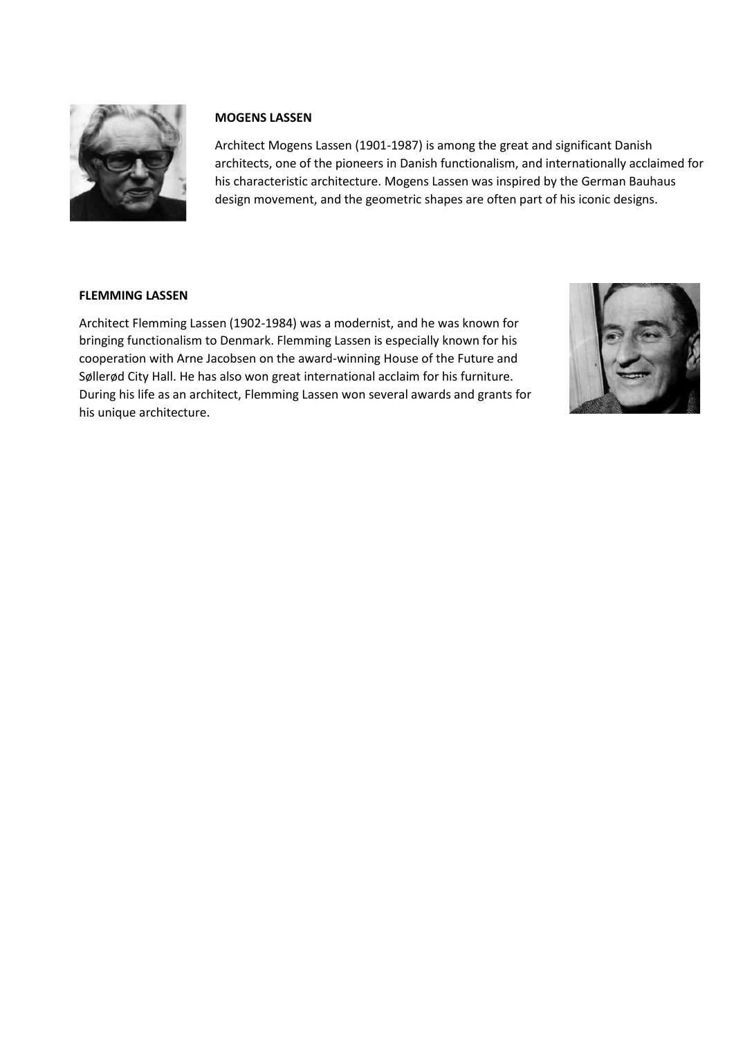**MOGENS LASSEN**

Architect Mogens Lassen (1901-1987) is among the great and significant Danish architects, one of the pioneers in Danish functionalism, and internationally acclaimed for his characteristic architecture. Mogens Lassen was inspired by the German Bauhaus design movement, and the geometric shapes are often part of his iconic designs.

**FLEMMING LASSEN**

Architect Flemming Lassen (1902-1984) was a modernist, and he was known for bringing functionalism to Denmark. Flemming Lassen is especially known for his cooperation with Arne Jacobsen on the award-winning House of the Future and Søllerød City Hall. He has also won great international acclaim for his furniture. During his life as an architect, Flemming Lassen won several awards and grants for his unique architecture.